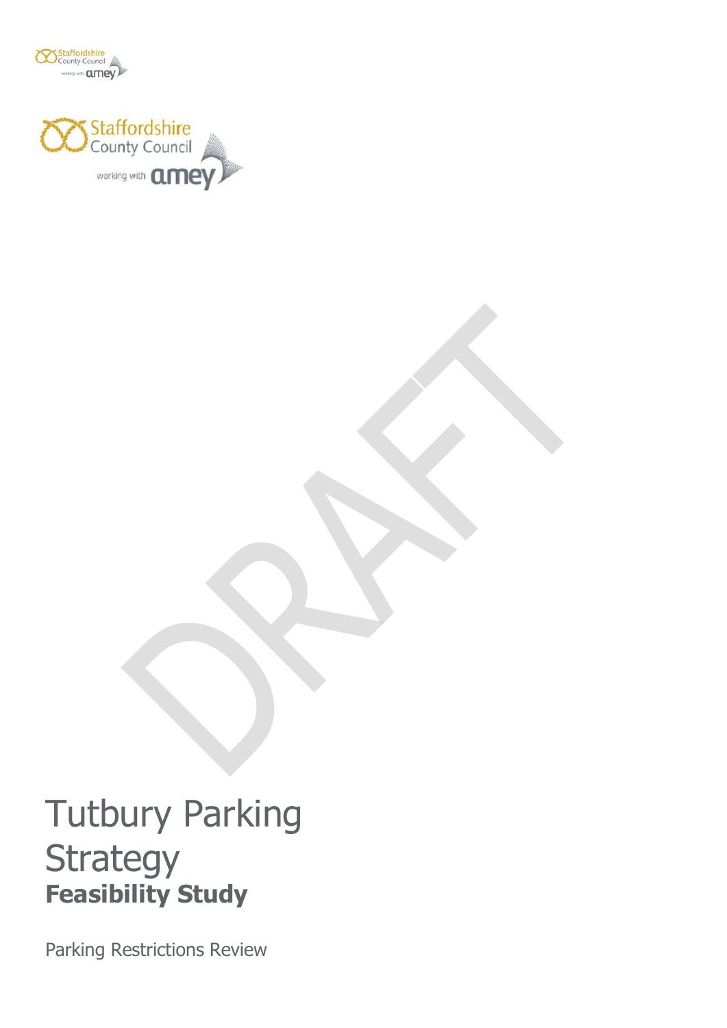# Tutbury Parking Strategy

## Feasibility Study

Parking Restrictions Review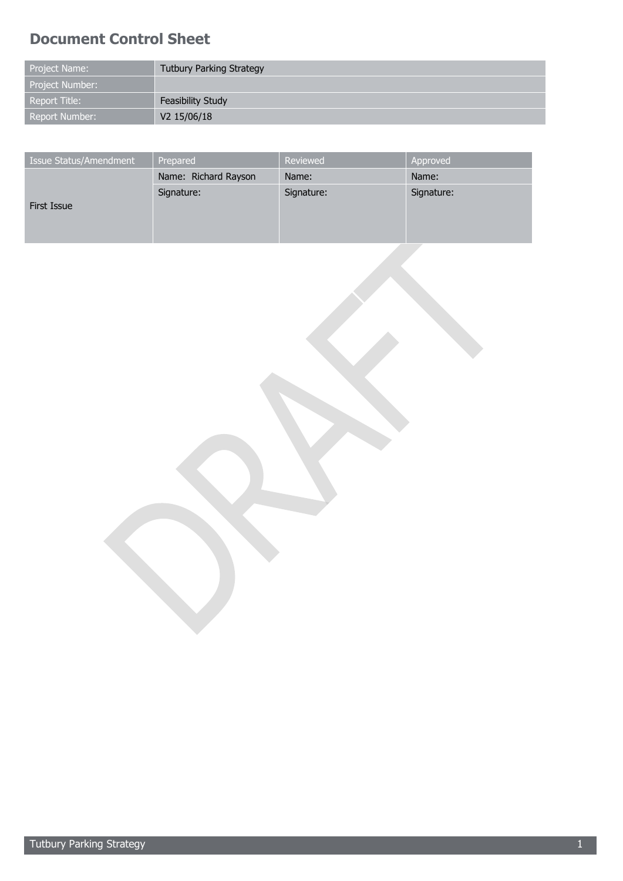## Document Control Sheet

| | |
|---|---|
| Project Name: | Tutbury Parking Strategy |
| Project Number: | |
| Report Title: | Feasibility Study |
| Report Number: | V2 15/06/18 |

| Issue Status/Amendment | Prepared | Reviewed | Approved |
|---|---|---|---|
| First Issue | Name: Richard Rayson | Name: | Name: |
| | Signature: | Signature: | Signature: |

DRAFT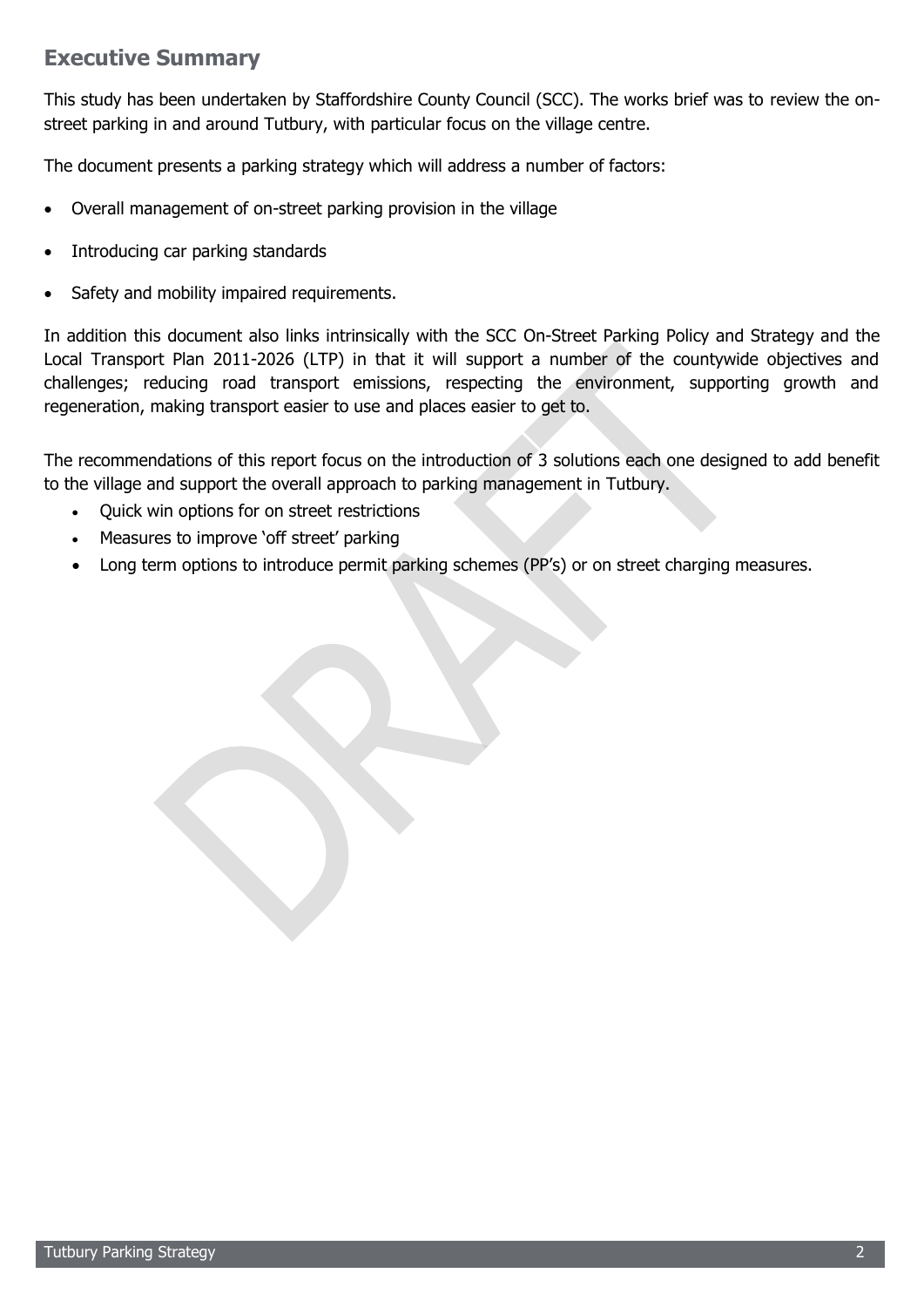## Executive Summary

This study has been undertaken by Staffordshire County Council (SCC). The works brief was to review the on-street parking in and around Tutbury, with particular focus on the village centre.

The document presents a parking strategy which will address a number of factors:

- Overall management of on-street parking provision in the village
- Introducing car parking standards
- Safety and mobility impaired requirements.

In addition this document also links intrinsically with the SCC On-Street Parking Policy and Strategy and the Local Transport Plan 2011-2026 (LTP) in that it will support a number of the countywide objectives and challenges; reducing road transport emissions, respecting the environment, supporting growth and regeneration, making transport easier to use and places easier to get to.

The recommendations of this report focus on the introduction of 3 solutions each one designed to add benefit to the village and support the overall approach to parking management in Tutbury.

- Quick win options for on street restrictions
- Measures to improve 'off street' parking
- Long term options to introduce permit parking schemes (PP's) or on street charging measures.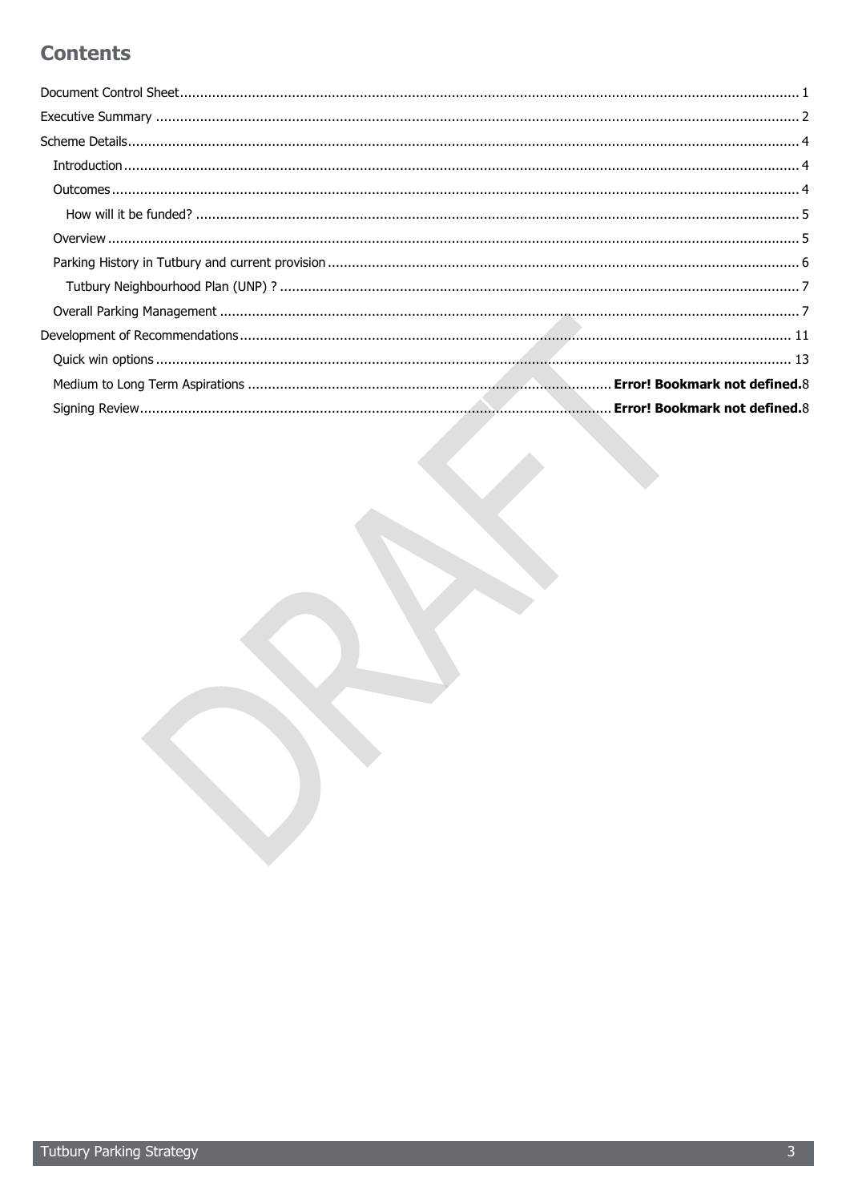# Contents

Document Control Sheet ........................................................................................................................................... 1

Executive Summary ................................................................................................................................................ 2

Scheme Details........................................................................................................................................................ 4

  Introduction ........................................................................................................................................................ 4

  Outcomes ........................................................................................................................................................... 4

    How will it be funded? ..................................................................................................................................... 5

  Overview ............................................................................................................................................................ 5

  Parking History in Tutbury and current provision .................................................................................................... 6

    Tutbury Neighbourhood Plan (UNP) ? ................................................................................................................ 7

  Overall Parking Management ................................................................................................................................ 7

Development of Recommendations ......................................................................................................................... 11

  Quick win options .............................................................................................................................................. 13

  Medium to Long Term Aspirations ........................................................................................... **Error! Bookmark not defined.**8

  Signing Review ....................................................................................................................... **Error! Bookmark not defined.**8

DRAFT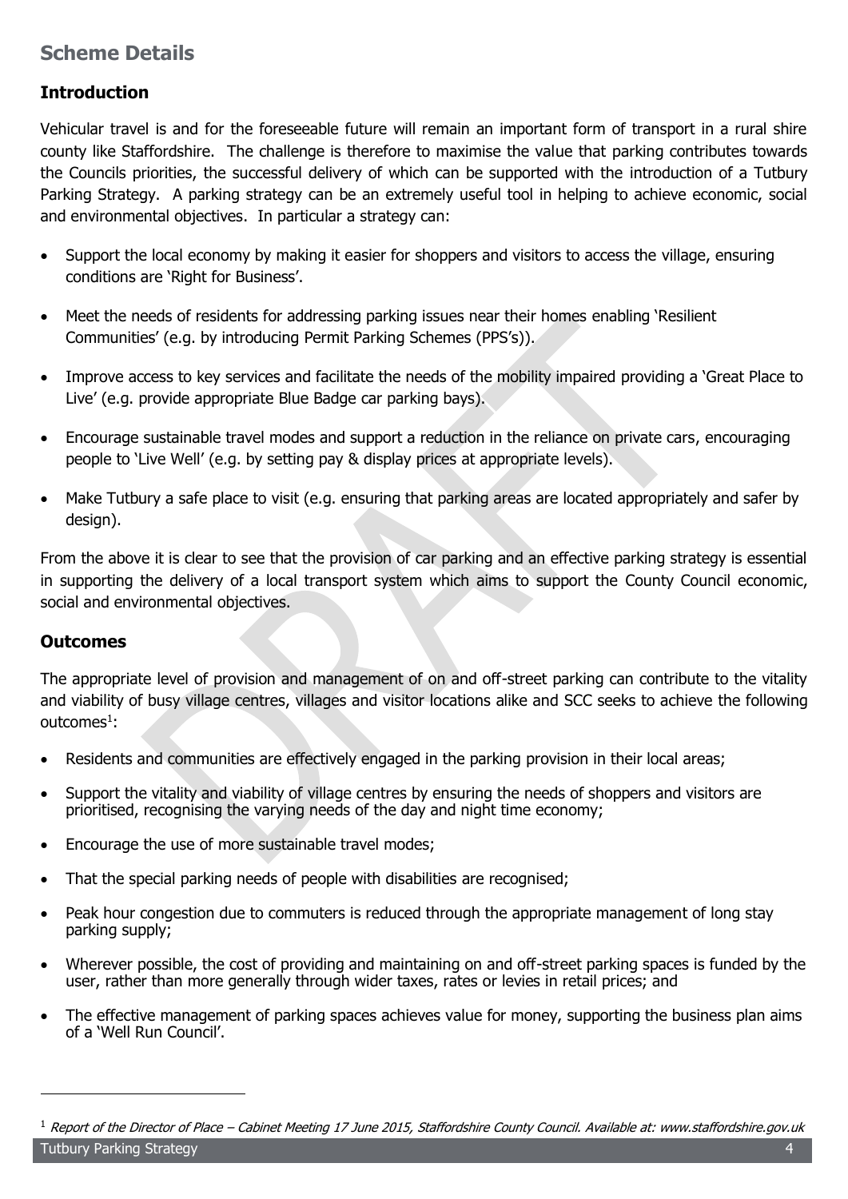## Scheme Details

### Introduction

Vehicular travel is and for the foreseeable future will remain an important form of transport in a rural shire county like Staffordshire. The challenge is therefore to maximise the value that parking contributes towards the Councils priorities, the successful delivery of which can be supported with the introduction of a Tutbury Parking Strategy. A parking strategy can be an extremely useful tool in helping to achieve economic, social and environmental objectives. In particular a strategy can:

- Support the local economy by making it easier for shoppers and visitors to access the village, ensuring conditions are 'Right for Business'.
- Meet the needs of residents for addressing parking issues near their homes enabling 'Resilient Communities' (e.g. by introducing Permit Parking Schemes (PPS's)).
- Improve access to key services and facilitate the needs of the mobility impaired providing a 'Great Place to Live' (e.g. provide appropriate Blue Badge car parking bays).
- Encourage sustainable travel modes and support a reduction in the reliance on private cars, encouraging people to 'Live Well' (e.g. by setting pay & display prices at appropriate levels).
- Make Tutbury a safe place to visit (e.g. ensuring that parking areas are located appropriately and safer by design).

From the above it is clear to see that the provision of car parking and an effective parking strategy is essential in supporting the delivery of a local transport system which aims to support the County Council economic, social and environmental objectives.

### Outcomes

The appropriate level of provision and management of on and off-street parking can contribute to the vitality and viability of busy village centres, villages and visitor locations alike and SCC seeks to achieve the following outcomes[1]:

- Residents and communities are effectively engaged in the parking provision in their local areas;
- Support the vitality and viability of village centres by ensuring the needs of shoppers and visitors are prioritised, recognising the varying needs of the day and night time economy;
- Encourage the use of more sustainable travel modes;
- That the special parking needs of people with disabilities are recognised;
- Peak hour congestion due to commuters is reduced through the appropriate management of long stay parking supply;
- Wherever possible, the cost of providing and maintaining on and off-street parking spaces is funded by the user, rather than more generally through wider taxes, rates or levies in retail prices; and
- The effective management of parking spaces achieves value for money, supporting the business plan aims of a 'Well Run Council'.

---

[1] *Report of the Director of Place – Cabinet Meeting 17 June 2015, Staffordshire County Council. Available at: www.staffordshire.gov.uk*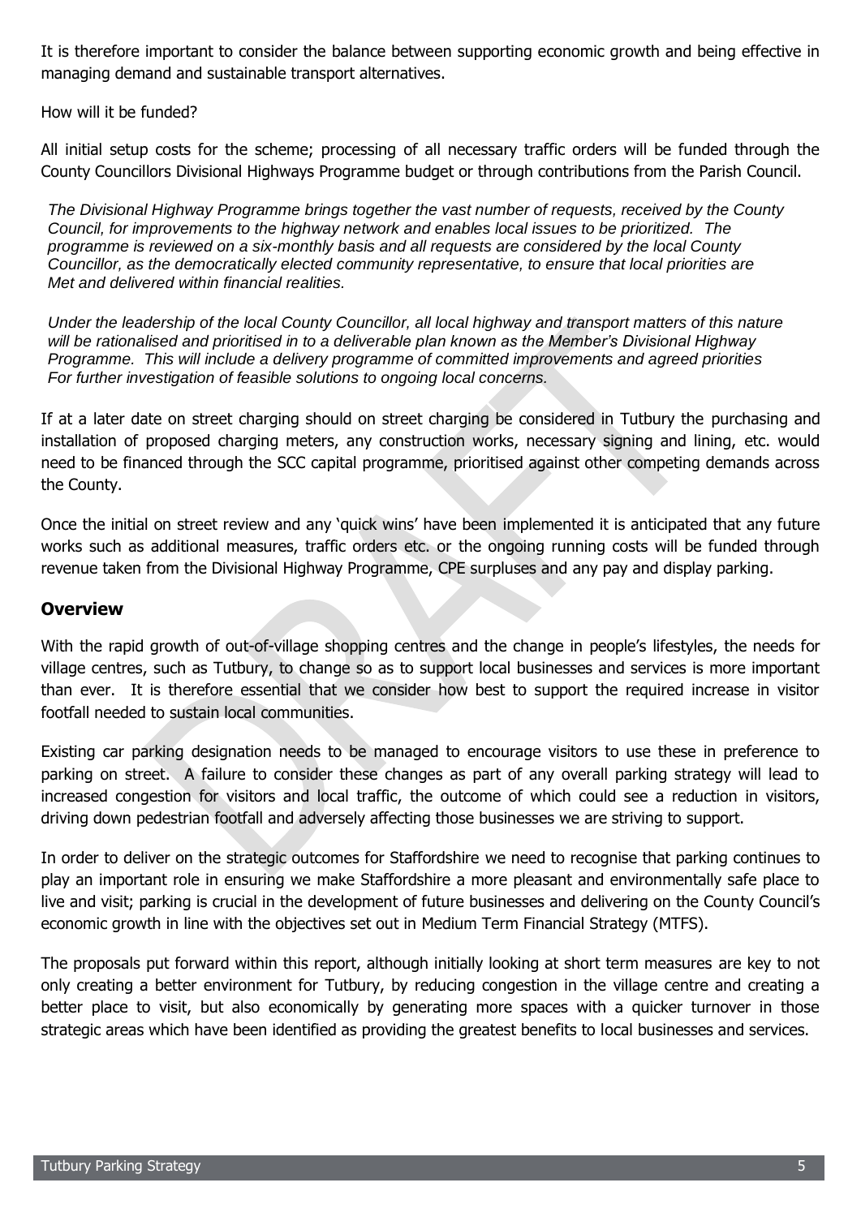It is therefore important to consider the balance between supporting economic growth and being effective in managing demand and sustainable transport alternatives.

How will it be funded?

All initial setup costs for the scheme; processing of all necessary traffic orders will be funded through the County Councillors Divisional Highways Programme budget or through contributions from the Parish Council.

*The Divisional Highway Programme brings together the vast number of requests, received by the County Council, for improvements to the highway network and enables local issues to be prioritized. The programme is reviewed on a six-monthly basis and all requests are considered by the local County Councillor, as the democratically elected community representative, to ensure that local priorities are Met and delivered within financial realities.*

*Under the leadership of the local County Councillor, all local highway and transport matters of this nature will be rationalised and prioritised in to a deliverable plan known as the Member's Divisional Highway Programme. This will include a delivery programme of committed improvements and agreed priorities For further investigation of feasible solutions to ongoing local concerns.*

If at a later date on street charging should on street charging be considered in Tutbury the purchasing and installation of proposed charging meters, any construction works, necessary signing and lining, etc. would need to be financed through the SCC capital programme, prioritised against other competing demands across the County.

Once the initial on street review and any 'quick wins' have been implemented it is anticipated that any future works such as additional measures, traffic orders etc. or the ongoing running costs will be funded through revenue taken from the Divisional Highway Programme, CPE surpluses and any pay and display parking.

## Overview

With the rapid growth of out-of-village shopping centres and the change in people's lifestyles, the needs for village centres, such as Tutbury, to change so as to support local businesses and services is more important than ever. It is therefore essential that we consider how best to support the required increase in visitor footfall needed to sustain local communities.

Existing car parking designation needs to be managed to encourage visitors to use these in preference to parking on street. A failure to consider these changes as part of any overall parking strategy will lead to increased congestion for visitors and local traffic, the outcome of which could see a reduction in visitors, driving down pedestrian footfall and adversely affecting those businesses we are striving to support.

In order to deliver on the strategic outcomes for Staffordshire we need to recognise that parking continues to play an important role in ensuring we make Staffordshire a more pleasant and environmentally safe place to live and visit; parking is crucial in the development of future businesses and delivering on the County Council's economic growth in line with the objectives set out in Medium Term Financial Strategy (MTFS).

The proposals put forward within this report, although initially looking at short term measures are key to not only creating a better environment for Tutbury, by reducing congestion in the village centre and creating a better place to visit, but also economically by generating more spaces with a quicker turnover in those strategic areas which have been identified as providing the greatest benefits to local businesses and services.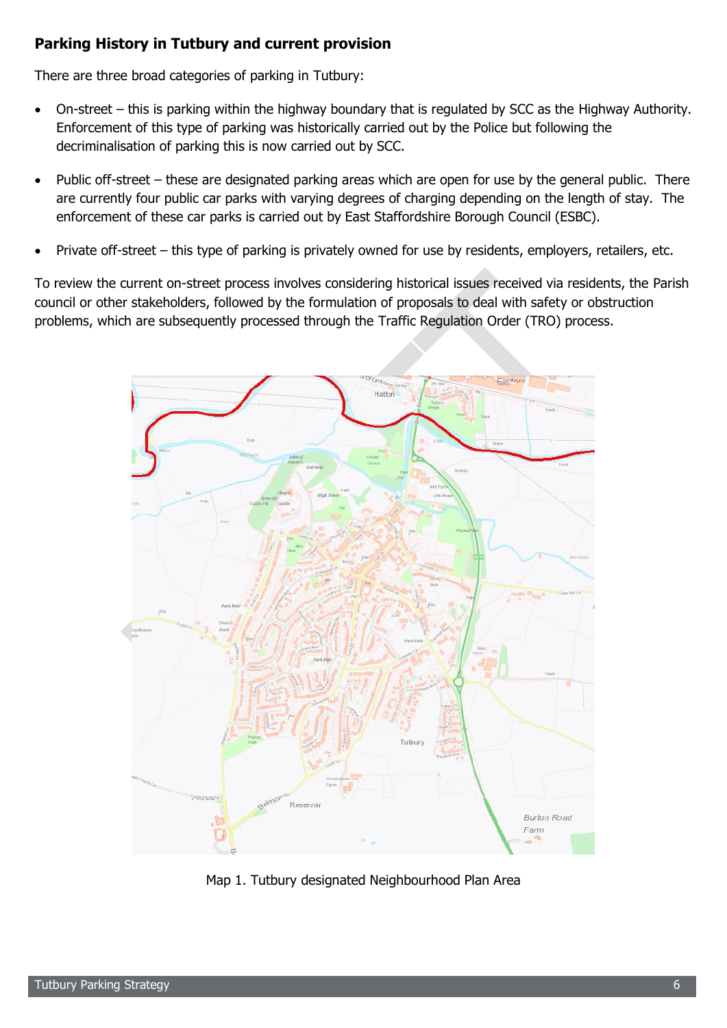## Parking History in Tutbury and current provision

There are three broad categories of parking in Tutbury:

- On-street – this is parking within the highway boundary that is regulated by SCC as the Highway Authority. Enforcement of this type of parking was historically carried out by the Police but following the decriminalisation of parking this is now carried out by SCC.
- Public off-street – these are designated parking areas which are open for use by the general public. There are currently four public car parks with varying degrees of charging depending on the length of stay. The enforcement of these car parks is carried out by East Staffordshire Borough Council (ESBC).
- Private off-street – this type of parking is privately owned for use by residents, employers, retailers, etc.

To review the current on-street process involves considering historical issues received via residents, the Parish council or other stakeholders, followed by the formulation of proposals to deal with safety or obstruction problems, which are subsequently processed through the Traffic Regulation Order (TRO) process.

Map 1. Tutbury designated Neighbourhood Plan Area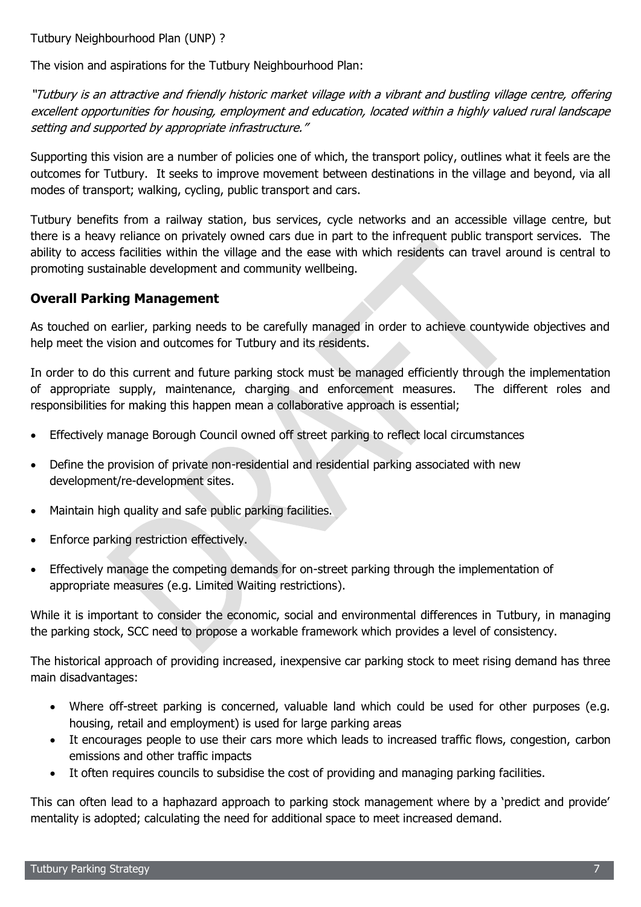Tutbury Neighbourhood Plan (UNP) ?

The vision and aspirations for the Tutbury Neighbourhood Plan:

*"Tutbury is an attractive and friendly historic market village with a vibrant and bustling village centre, offering excellent opportunities for housing, employment and education, located within a highly valued rural landscape setting and supported by appropriate infrastructure."*

Supporting this vision are a number of policies one of which, the transport policy, outlines what it feels are the outcomes for Tutbury. It seeks to improve movement between destinations in the village and beyond, via all modes of transport; walking, cycling, public transport and cars.

Tutbury benefits from a railway station, bus services, cycle networks and an accessible village centre, but there is a heavy reliance on privately owned cars due in part to the infrequent public transport services. The ability to access facilities within the village and the ease with which residents can travel around is central to promoting sustainable development and community wellbeing.

## Overall Parking Management

As touched on earlier, parking needs to be carefully managed in order to achieve countywide objectives and help meet the vision and outcomes for Tutbury and its residents.

In order to do this current and future parking stock must be managed efficiently through the implementation of appropriate supply, maintenance, charging and enforcement measures. The different roles and responsibilities for making this happen mean a collaborative approach is essential;

- Effectively manage Borough Council owned off street parking to reflect local circumstances
- Define the provision of private non-residential and residential parking associated with new development/re-development sites.
- Maintain high quality and safe public parking facilities.
- Enforce parking restriction effectively.
- Effectively manage the competing demands for on-street parking through the implementation of appropriate measures (e.g. Limited Waiting restrictions).

While it is important to consider the economic, social and environmental differences in Tutbury, in managing the parking stock, SCC need to propose a workable framework which provides a level of consistency.

The historical approach of providing increased, inexpensive car parking stock to meet rising demand has three main disadvantages:

- Where off-street parking is concerned, valuable land which could be used for other purposes (e.g. housing, retail and employment) is used for large parking areas
- It encourages people to use their cars more which leads to increased traffic flows, congestion, carbon emissions and other traffic impacts
- It often requires councils to subsidise the cost of providing and managing parking facilities.

This can often lead to a haphazard approach to parking stock management where by a 'predict and provide' mentality is adopted; calculating the need for additional space to meet increased demand.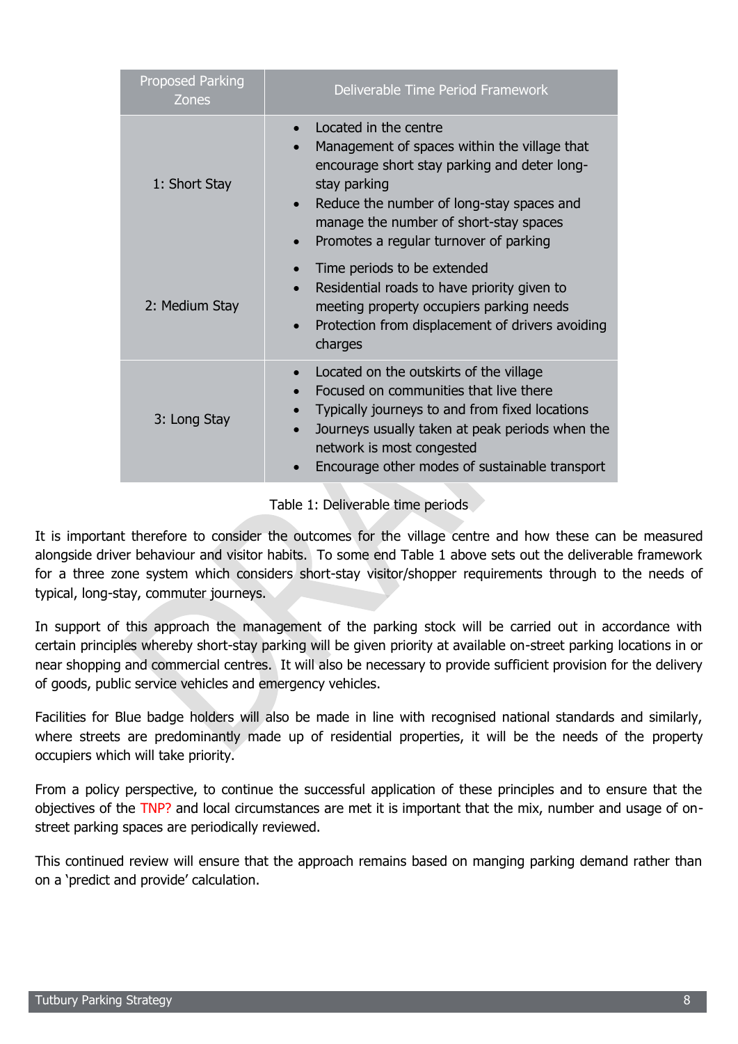| Proposed Parking Zones | Deliverable Time Period Framework |
|---|---|
| 1: Short Stay | • Located in the centre<br>• Management of spaces within the village that encourage short stay parking and deter long-stay parking<br>• Reduce the number of long-stay spaces and manage the number of short-stay spaces<br>• Promotes a regular turnover of parking |
| 2: Medium Stay | • Time periods to be extended<br>• Residential roads to have priority given to meeting property occupiers parking needs<br>• Protection from displacement of drivers avoiding charges |
| 3: Long Stay | • Located on the outskirts of the village<br>• Focused on communities that live there<br>• Typically journeys to and from fixed locations<br>• Journeys usually taken at peak periods when the network is most congested<br>• Encourage other modes of sustainable transport |

Table 1: Deliverable time periods

It is important therefore to consider the outcomes for the village centre and how these can be measured alongside driver behaviour and visitor habits. To some end Table 1 above sets out the deliverable framework for a three zone system which considers short-stay visitor/shopper requirements through to the needs of typical, long-stay, commuter journeys.

In support of this approach the management of the parking stock will be carried out in accordance with certain principles whereby short-stay parking will be given priority at available on-street parking locations in or near shopping and commercial centres. It will also be necessary to provide sufficient provision for the delivery of goods, public service vehicles and emergency vehicles.

Facilities for Blue badge holders will also be made in line with recognised national standards and similarly, where streets are predominantly made up of residential properties, it will be the needs of the property occupiers which will take priority.

From a policy perspective, to continue the successful application of these principles and to ensure that the objectives of the TNP? and local circumstances are met it is important that the mix, number and usage of on-street parking spaces are periodically reviewed.

This continued review will ensure that the approach remains based on manging parking demand rather than on a 'predict and provide' calculation.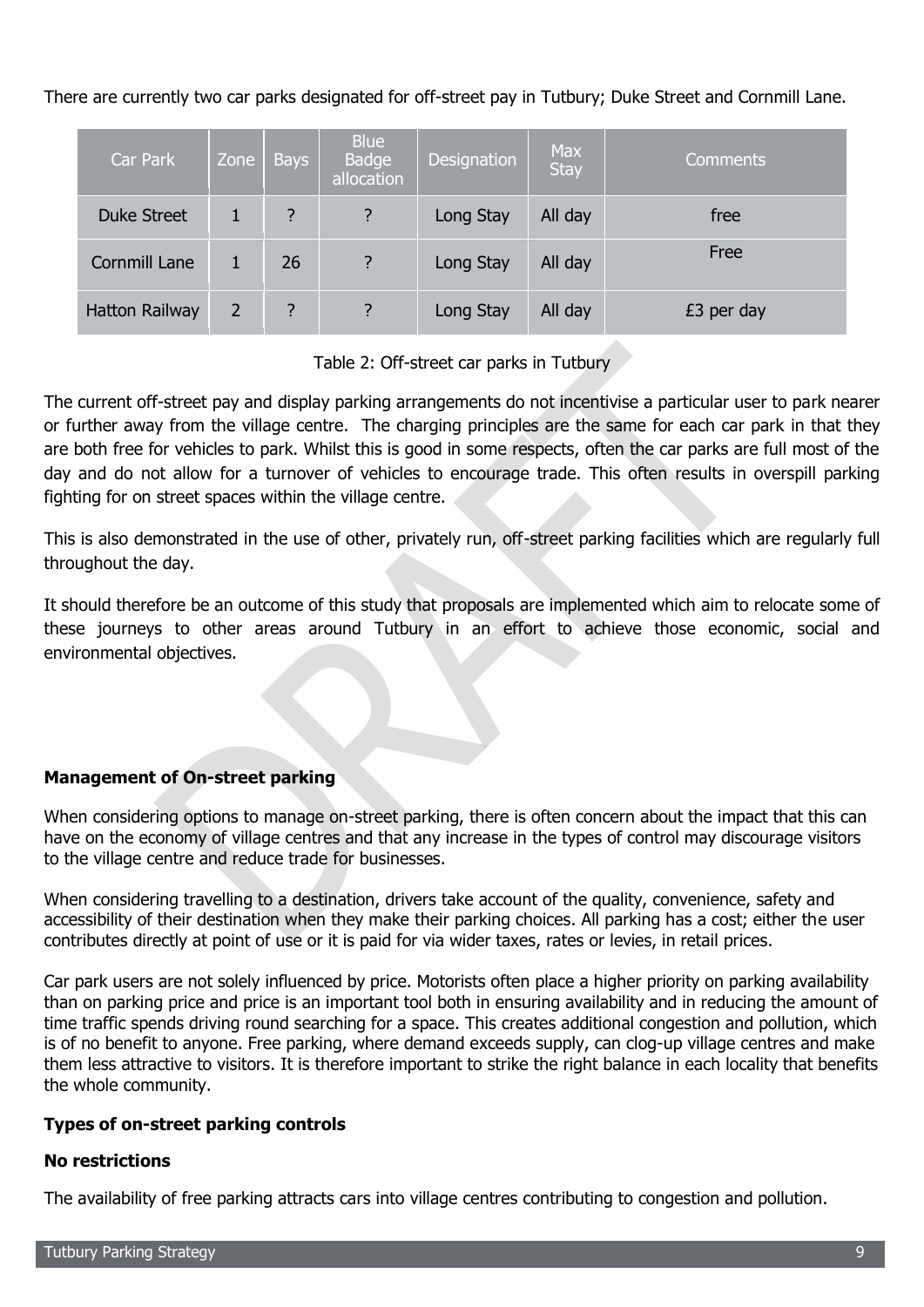There are currently two car parks designated for off-street pay in Tutbury; Duke Street and Cornmill Lane.

| Car Park | Zone | Bays | Blue Badge allocation | Designation | Max Stay | Comments |
| --- | --- | --- | --- | --- | --- | --- |
| Duke Street | 1 | ? | ? | Long Stay | All day | free |
| Cornmill Lane | 1 | 26 | ? | Long Stay | All day | Free |
| Hatton Railway | 2 | ? | ? | Long Stay | All day | £3 per day |

Table 2: Off-street car parks in Tutbury

The current off-street pay and display parking arrangements do not incentivise a particular user to park nearer or further away from the village centre. The charging principles are the same for each car park in that they are both free for vehicles to park. Whilst this is good in some respects, often the car parks are full most of the day and do not allow for a turnover of vehicles to encourage trade. This often results in overspill parking fighting for on street spaces within the village centre.

This is also demonstrated in the use of other, privately run, off-street parking facilities which are regularly full throughout the day.

It should therefore be an outcome of this study that proposals are implemented which aim to relocate some of these journeys to other areas around Tutbury in an effort to achieve those economic, social and environmental objectives.

**Management of On-street parking**

When considering options to manage on-street parking, there is often concern about the impact that this can have on the economy of village centres and that any increase in the types of control may discourage visitors to the village centre and reduce trade for businesses.

When considering travelling to a destination, drivers take account of the quality, convenience, safety and accessibility of their destination when they make their parking choices. All parking has a cost; either the user contributes directly at point of use or it is paid for via wider taxes, rates or levies, in retail prices.

Car park users are not solely influenced by price. Motorists often place a higher priority on parking availability than on parking price and price is an important tool both in ensuring availability and in reducing the amount of time traffic spends driving round searching for a space. This creates additional congestion and pollution, which is of no benefit to anyone. Free parking, where demand exceeds supply, can clog-up village centres and make them less attractive to visitors. It is therefore important to strike the right balance in each locality that benefits the whole community.

**Types of on-street parking controls**

**No restrictions**

The availability of free parking attracts cars into village centres contributing to congestion and pollution.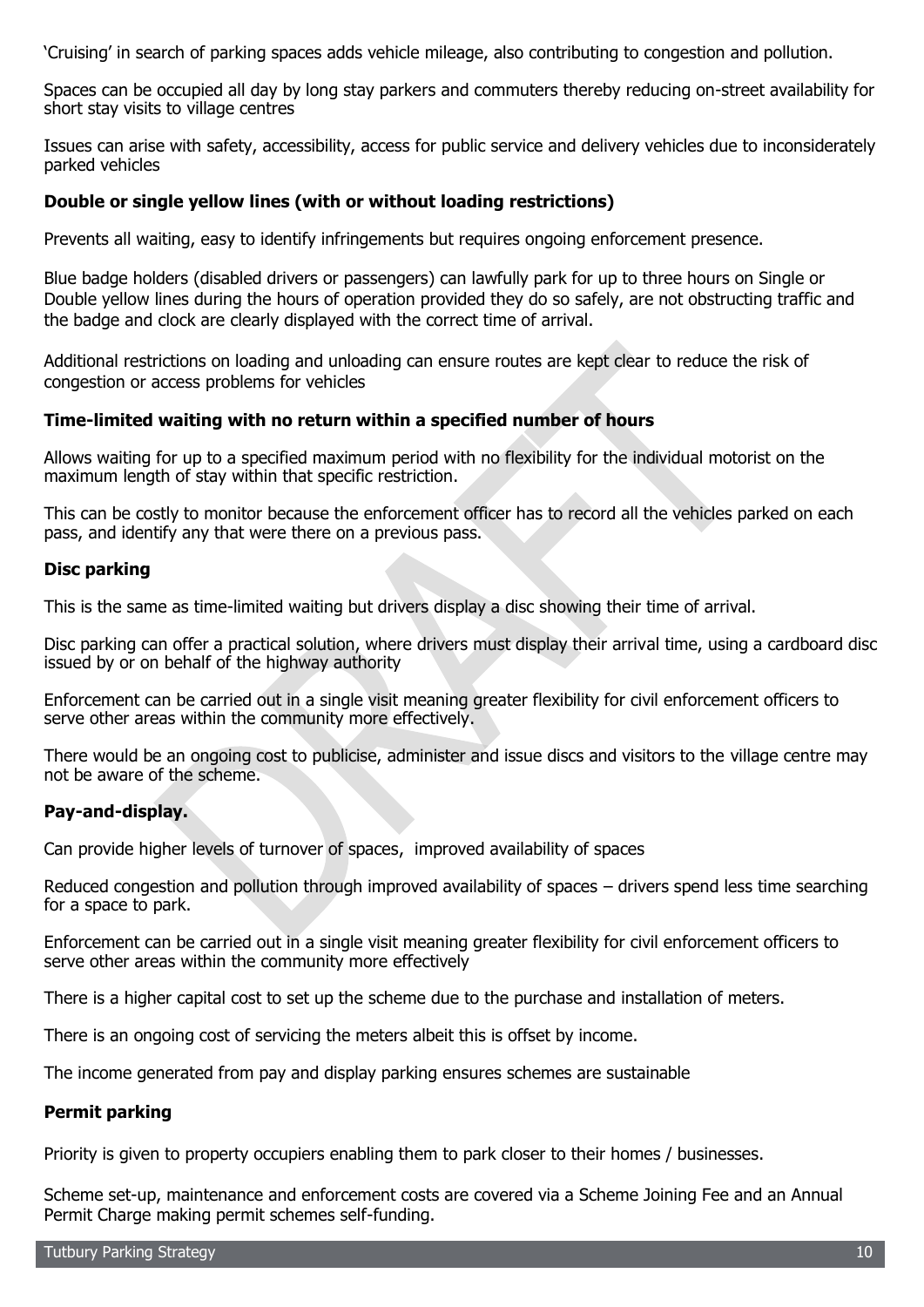'Cruising' in search of parking spaces adds vehicle mileage, also contributing to congestion and pollution.

Spaces can be occupied all day by long stay parkers and commuters thereby reducing on-street availability for short stay visits to village centres

Issues can arise with safety, accessibility, access for public service and delivery vehicles due to inconsiderately parked vehicles

**Double or single yellow lines (with or without loading restrictions)**

Prevents all waiting, easy to identify infringements but requires ongoing enforcement presence.

Blue badge holders (disabled drivers or passengers) can lawfully park for up to three hours on Single or Double yellow lines during the hours of operation provided they do so safely, are not obstructing traffic and the badge and clock are clearly displayed with the correct time of arrival.

Additional restrictions on loading and unloading can ensure routes are kept clear to reduce the risk of congestion or access problems for vehicles

**Time-limited waiting with no return within a specified number of hours**

Allows waiting for up to a specified maximum period with no flexibility for the individual motorist on the maximum length of stay within that specific restriction.

This can be costly to monitor because the enforcement officer has to record all the vehicles parked on each pass, and identify any that were there on a previous pass.

**Disc parking**

This is the same as time-limited waiting but drivers display a disc showing their time of arrival.

Disc parking can offer a practical solution, where drivers must display their arrival time, using a cardboard disc issued by or on behalf of the highway authority

Enforcement can be carried out in a single visit meaning greater flexibility for civil enforcement officers to serve other areas within the community more effectively.

There would be an ongoing cost to publicise, administer and issue discs and visitors to the village centre may not be aware of the scheme.

**Pay-and-display.**

Can provide higher levels of turnover of spaces, improved availability of spaces

Reduced congestion and pollution through improved availability of spaces – drivers spend less time searching for a space to park.

Enforcement can be carried out in a single visit meaning greater flexibility for civil enforcement officers to serve other areas within the community more effectively

There is a higher capital cost to set up the scheme due to the purchase and installation of meters.

There is an ongoing cost of servicing the meters albeit this is offset by income.

The income generated from pay and display parking ensures schemes are sustainable

**Permit parking**

Priority is given to property occupiers enabling them to park closer to their homes / businesses.

Scheme set-up, maintenance and enforcement costs are covered via a Scheme Joining Fee and an Annual Permit Charge making permit schemes self-funding.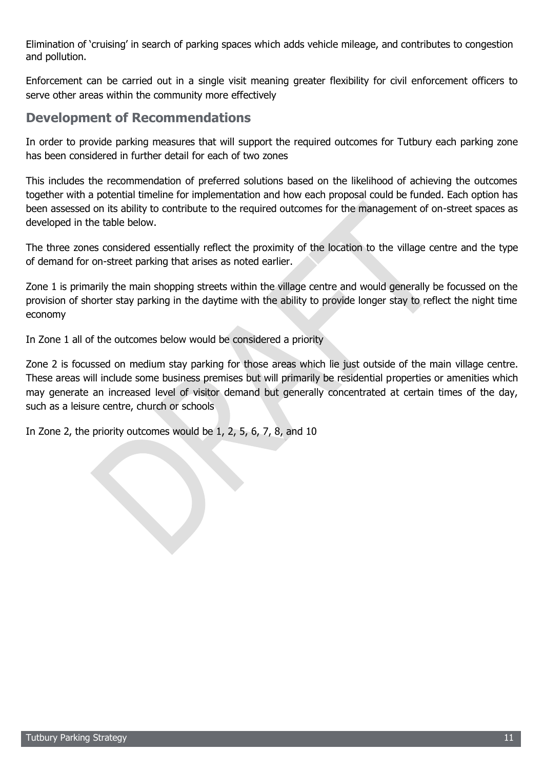Elimination of 'cruising' in search of parking spaces which adds vehicle mileage, and contributes to congestion and pollution.

Enforcement can be carried out in a single visit meaning greater flexibility for civil enforcement officers to serve other areas within the community more effectively

## Development of Recommendations

In order to provide parking measures that will support the required outcomes for Tutbury each parking zone has been considered in further detail for each of two zones

This includes the recommendation of preferred solutions based on the likelihood of achieving the outcomes together with a potential timeline for implementation and how each proposal could be funded. Each option has been assessed on its ability to contribute to the required outcomes for the management of on-street spaces as developed in the table below.

The three zones considered essentially reflect the proximity of the location to the village centre and the type of demand for on-street parking that arises as noted earlier.

Zone 1 is primarily the main shopping streets within the village centre and would generally be focussed on the provision of shorter stay parking in the daytime with the ability to provide longer stay to reflect the night time economy

In Zone 1 all of the outcomes below would be considered a priority

Zone 2 is focussed on medium stay parking for those areas which lie just outside of the main village centre. These areas will include some business premises but will primarily be residential properties or amenities which may generate an increased level of visitor demand but generally concentrated at certain times of the day, such as a leisure centre, church or schools

In Zone 2, the priority outcomes would be 1, 2, 5, 6, 7, 8, and 10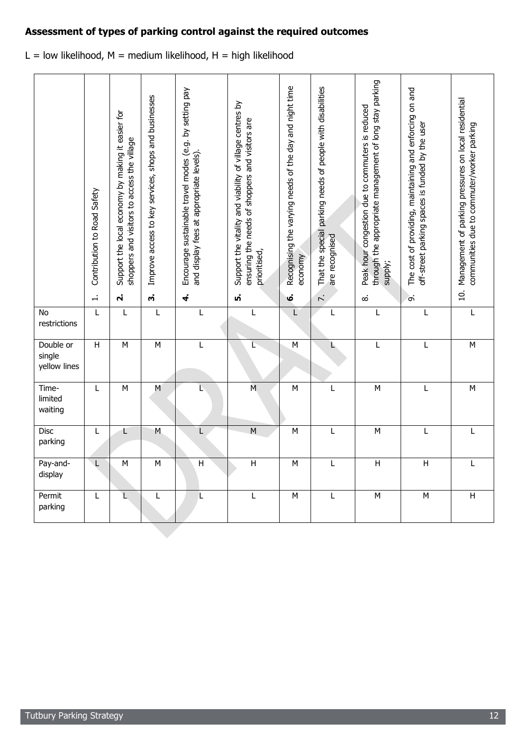**Assessment of types of parking control against the required outcomes**

L = low likelihood, M = medium likelihood, H = high likelihood

| | 1. Contribution to Road Safety | 2. Support the local economy by making it easier for shoppers and visitors to access the village | 3. Improve access to key services, shops and businesses | 4. Encourage sustainable travel modes (e.g. by setting pay and display fees at appropriate levels). | 5. Support the vitality and viability of village centres by ensuring the needs of shoppers and visitors are prioritised, | 6. Recognising the varying needs of the day and night time economy | 7. That the special parking needs of people with disabilities are recognised | 8. Peak hour congestion due to commuters is reduced through the appropriate management of long stay parking supply; | 9. The cost of providing, maintaining and enforcing on and off-street parking spaces is funded by the user | 10. Management of parking pressures on local residential communities due to commuter/worker parking |
|---|---|---|---|---|---|---|---|---|---|---|
| No restrictions | L | L | L | L | L | L | L | L | L | L |
| Double or single yellow lines | H | M | M | L | L | M | L | L | L | M |
| Time-limited waiting | L | M | M | L | M | M | L | M | L | M |
| Disc parking | L | L | M | L | M | M | L | M | L | L |
| Pay-and-display | L | M | M | H | H | M | L | H | H | L |
| Permit parking | L | L | L | L | L | M | L | M | M | H |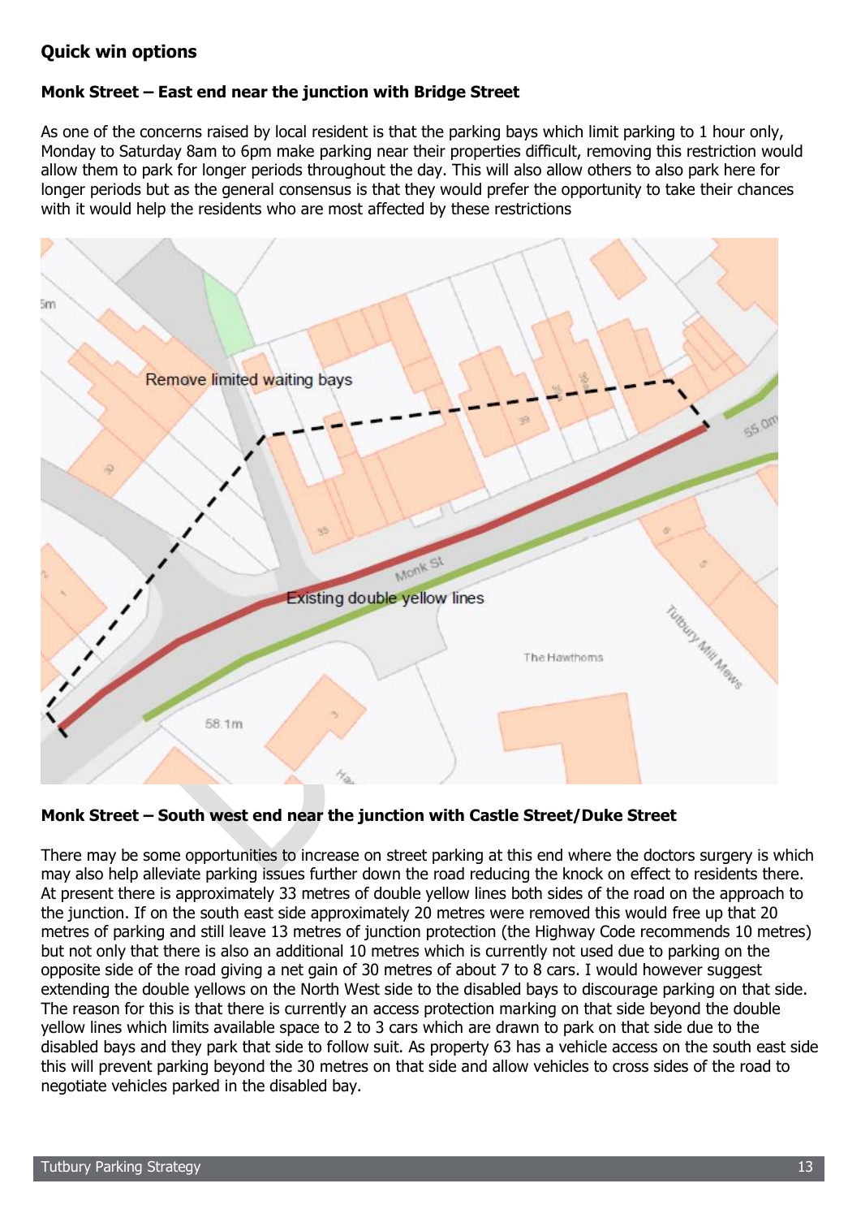## Quick win options

### Monk Street – East end near the junction with Bridge Street

As one of the concerns raised by local resident is that the parking bays which limit parking to 1 hour only, Monday to Saturday 8am to 6pm make parking near their properties difficult, removing this restriction would allow them to park for longer periods throughout the day. This will also allow others to also park here for longer periods but as the general consensus is that they would prefer the opportunity to take their chances with it would help the residents who are most affected by these restrictions

Remove limited waiting bays

Existing double yellow lines

Monk St

The Hawthorns

Tutbury Mill Mews

55.0m

58.1m

### Monk Street – South west end near the junction with Castle Street/Duke Street

There may be some opportunities to increase on street parking at this end where the doctors surgery is which may also help alleviate parking issues further down the road reducing the knock on effect to residents there. At present there is approximately 33 metres of double yellow lines both sides of the road on the approach to the junction. If on the south east side approximately 20 metres were removed this would free up that 20 metres of parking and still leave 13 metres of junction protection (the Highway Code recommends 10 metres) but not only that there is also an additional 10 metres which is currently not used due to parking on the opposite side of the road giving a net gain of 30 metres of about 7 to 8 cars. I would however suggest extending the double yellows on the North West side to the disabled bays to discourage parking on that side. The reason for this is that there is currently an access protection marking on that side beyond the double yellow lines which limits available space to 2 to 3 cars which are drawn to park on that side due to the disabled bays and they park that side to follow suit. As property 63 has a vehicle access on the south east side this will prevent parking beyond the 30 metres on that side and allow vehicles to cross sides of the road to negotiate vehicles parked in the disabled bay.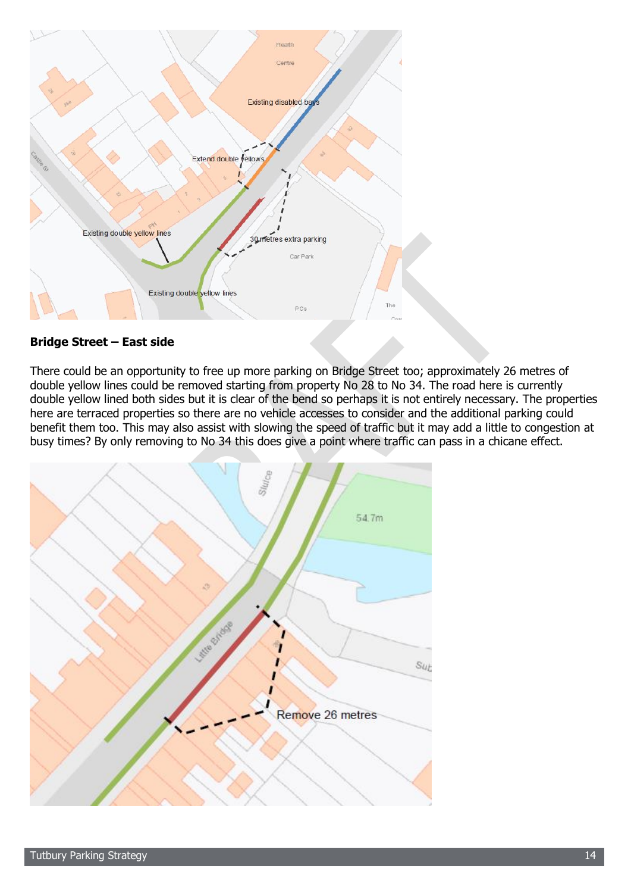Existing disabled bays

Extend double yellows

Existing double yellow lines

30 metres extra parking

Existing double yellow lines

**Bridge Street – East side**

There could be an opportunity to free up more parking on Bridge Street too; approximately 26 metres of double yellow lines could be removed starting from property No 28 to No 34. The road here is currently double yellow lined both sides but it is clear of the bend so perhaps it is not entirely necessary. The properties here are terraced properties so there are no vehicle accesses to consider and the additional parking could benefit them too. This may also assist with slowing the speed of traffic but it may add a little to congestion at busy times? By only removing to No 34 this does give a point where traffic can pass in a chicane effect.

Remove 26 metres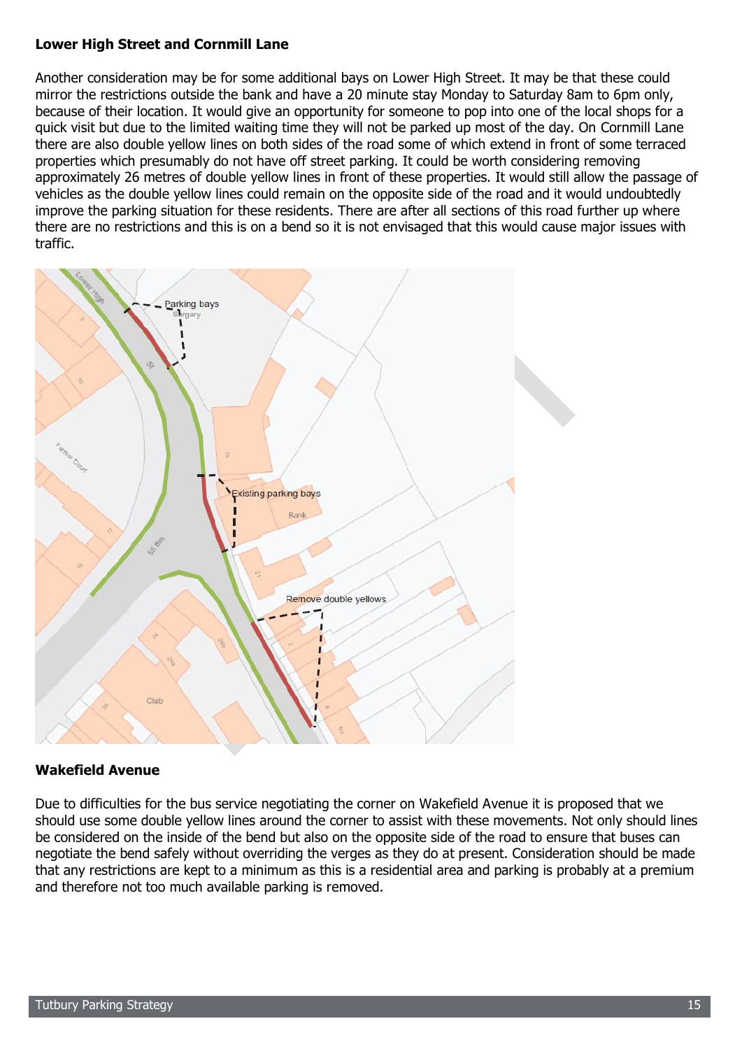**Lower High Street and Cornmill Lane**

Another consideration may be for some additional bays on Lower High Street. It may be that these could mirror the restrictions outside the bank and have a 20 minute stay Monday to Saturday 8am to 6pm only, because of their location. It would give an opportunity for someone to pop into one of the local shops for a quick visit but due to the limited waiting time they will not be parked up most of the day. On Cornmill Lane there are also double yellow lines on both sides of the road some of which extend in front of some terraced properties which presumably do not have off street parking. It could be worth considering removing approximately 26 metres of double yellow lines in front of these properties. It would still allow the passage of vehicles as the double yellow lines could remain on the opposite side of the road and it would undoubtedly improve the parking situation for these residents. There are after all sections of this road further up where there are no restrictions and this is on a bend so it is not envisaged that this would cause major issues with traffic.

Parking bays

Existing parking bays

Remove double yellows

**Wakefield Avenue**

Due to difficulties for the bus service negotiating the corner on Wakefield Avenue it is proposed that we should use some double yellow lines around the corner to assist with these movements. Not only should lines be considered on the inside of the bend but also on the opposite side of the road to ensure that buses can negotiate the bend safely without overriding the verges as they do at present. Consideration should be made that any restrictions are kept to a minimum as this is a residential area and parking is probably at a premium and therefore not too much available parking is removed.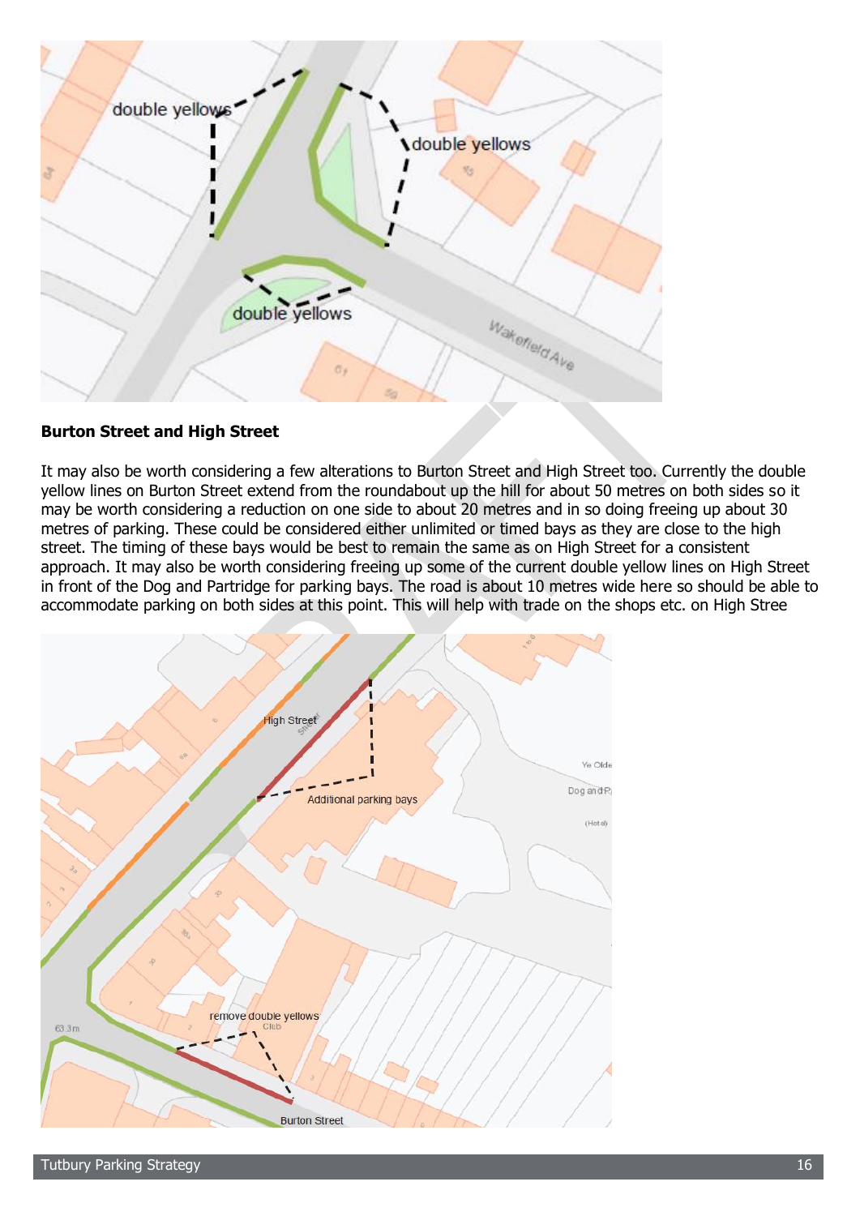double yellows

double yellows

double yellows

Wakefield Ave

**Burton Street and High Street**

It may also be worth considering a few alterations to Burton Street and High Street too. Currently the double yellow lines on Burton Street extend from the roundabout up the hill for about 50 metres on both sides so it may be worth considering a reduction on one side to about 20 metres and in so doing freeing up about 30 metres of parking. These could be considered either unlimited or timed bays as they are close to the high street. The timing of these bays would be best to remain the same as on High Street for a consistent approach. It may also be worth considering freeing up some of the current double yellow lines on High Street in front of the Dog and Partridge for parking bays. The road is about 10 metres wide here so should be able to accommodate parking on both sides at this point. This will help with trade on the shops etc. on High Stree

High Street

Additional parking bays

Ye Olde

Dog and P

(Hotel)

remove double yellows

Club

63.3m

Burton Street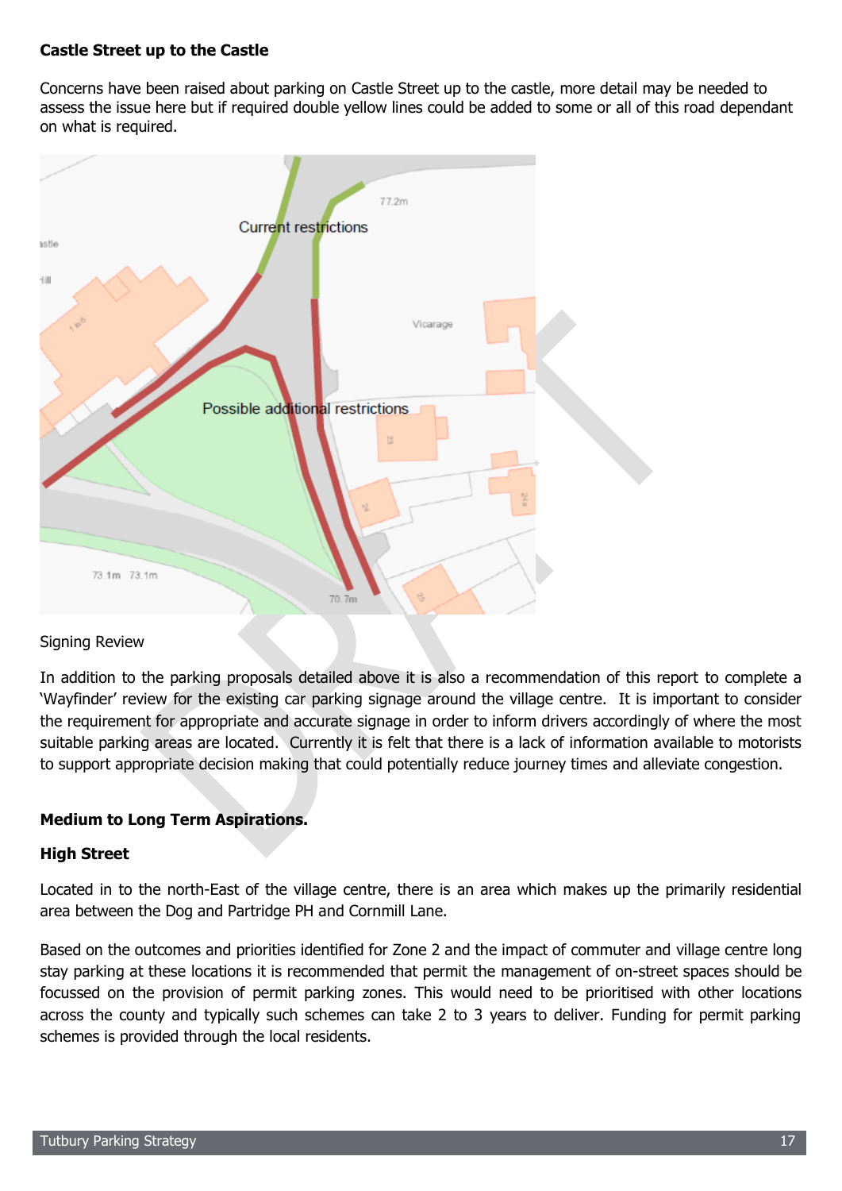**Castle Street up to the Castle**

Concerns have been raised about parking on Castle Street up to the castle, more detail may be needed to assess the issue here but if required double yellow lines could be added to some or all of this road dependant on what is required.

Current restrictions

Possible additional restrictions

Signing Review

In addition to the parking proposals detailed above it is also a recommendation of this report to complete a 'Wayfinder' review for the existing car parking signage around the village centre. It is important to consider the requirement for appropriate and accurate signage in order to inform drivers accordingly of where the most suitable parking areas are located. Currently it is felt that there is a lack of information available to motorists to support appropriate decision making that could potentially reduce journey times and alleviate congestion.

**Medium to Long Term Aspirations.**

**High Street**

Located in to the north-East of the village centre, there is an area which makes up the primarily residential area between the Dog and Partridge PH and Cornmill Lane.

Based on the outcomes and priorities identified for Zone 2 and the impact of commuter and village centre long stay parking at these locations it is recommended that permit the management of on-street spaces should be focussed on the provision of permit parking zones. This would need to be prioritised with other locations across the county and typically such schemes can take 2 to 3 years to deliver. Funding for permit parking schemes is provided through the local residents.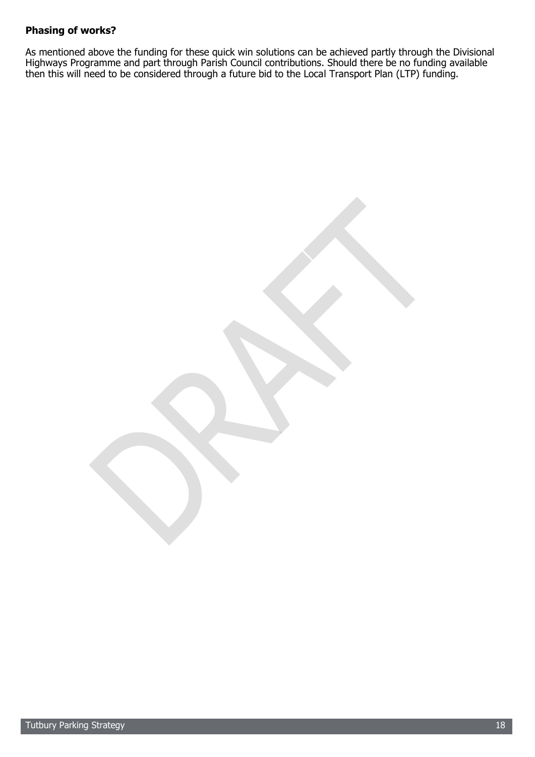**Phasing of works?**

As mentioned above the funding for these quick win solutions can be achieved partly through the Divisional Highways Programme and part through Parish Council contributions. Should there be no funding available then this will need to be considered through a future bid to the Local Transport Plan (LTP) funding.